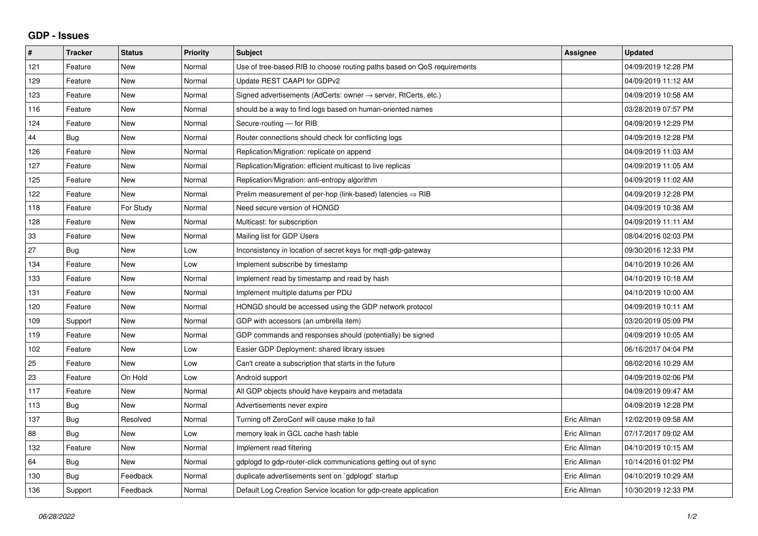## GDP - Issues

| # | Tracker | Status | Priority | Subject | Assignee | Updated |
|---|---|---|---|---|---|---|
| 121 | Feature | New | Normal | Use of tree-based RIB to choose routing paths based on QoS requirements | | 04/09/2019 12:28 PM |
| 129 | Feature | New | Normal | Update REST CAAPI for GDPv2 | | 04/09/2019 11:12 AM |
| 123 | Feature | New | Normal | Signed advertisements (AdCerts: owner → server, RtCerts, etc.) | | 04/09/2019 10:58 AM |
| 116 | Feature | New | Normal | should be a way to find logs based on human-oriented names | | 03/28/2019 07:57 PM |
| 124 | Feature | New | Normal | Secure-routing — for RIB | | 04/09/2019 12:29 PM |
| 44 | Bug | New | Normal | Router connections should check for conflicting logs | | 04/09/2019 12:28 PM |
| 126 | Feature | New | Normal | Replication/Migration: replicate on append | | 04/09/2019 11:03 AM |
| 127 | Feature | New | Normal | Replication/Migration: efficient multicast to live replicas | | 04/09/2019 11:05 AM |
| 125 | Feature | New | Normal | Replication/Migration: anti-entropy algorithm | | 04/09/2019 11:02 AM |
| 122 | Feature | New | Normal | Prelim measurement of per-hop (link-based) latencies ⇒ RIB | | 04/09/2019 12:28 PM |
| 118 | Feature | For Study | Normal | Need secure version of HONGD | | 04/09/2019 10:38 AM |
| 128 | Feature | New | Normal | Multicast: for subscription | | 04/09/2019 11:11 AM |
| 33 | Feature | New | Normal | Mailing list for GDP Users | | 08/04/2016 02:03 PM |
| 27 | Bug | New | Low | Inconsistency in location of secret keys for mqtt-gdp-gateway | | 09/30/2016 12:33 PM |
| 134 | Feature | New | Low | Implement subscribe by timestamp | | 04/10/2019 10:26 AM |
| 133 | Feature | New | Normal | Implement read by timestamp and read by hash | | 04/10/2019 10:18 AM |
| 131 | Feature | New | Normal | Implement multiple datums per PDU | | 04/10/2019 10:00 AM |
| 120 | Feature | New | Normal | HONGD should be accessed using the GDP network protocol | | 04/09/2019 10:11 AM |
| 109 | Support | New | Normal | GDP with accessors (an umbrella item) | | 03/20/2019 05:09 PM |
| 119 | Feature | New | Normal | GDP commands and responses should (potentially) be signed | | 04/09/2019 10:05 AM |
| 102 | Feature | New | Low | Easier GDP Deployment: shared library issues | | 06/16/2017 04:04 PM |
| 25 | Feature | New | Low | Can't create a subscription that starts in the future | | 08/02/2016 10:29 AM |
| 23 | Feature | On Hold | Low | Android support | | 04/09/2019 02:06 PM |
| 117 | Feature | New | Normal | All GDP objects should have keypairs and metadata | | 04/09/2019 09:47 AM |
| 113 | Bug | New | Normal | Advertisements never expire | | 04/09/2019 12:28 PM |
| 137 | Bug | Resolved | Normal | Turning off ZeroConf will cause make to fail | Eric Allman | 12/02/2019 09:58 AM |
| 88 | Bug | New | Low | memory leak in GCL cache hash table | Eric Allman | 07/17/2017 09:02 AM |
| 132 | Feature | New | Normal | Implement read filtering | Eric Allman | 04/10/2019 10:15 AM |
| 64 | Bug | New | Normal | gdplogd to gdp-router-click communications getting out of sync | Eric Allman | 10/14/2016 01:02 PM |
| 130 | Bug | Feedback | Normal | duplicate advertisements sent on `gdplogd` startup | Eric Allman | 04/10/2019 10:29 AM |
| 136 | Support | Feedback | Normal | Default Log Creation Service location for gdp-create application | Eric Allman | 10/30/2019 12:33 PM |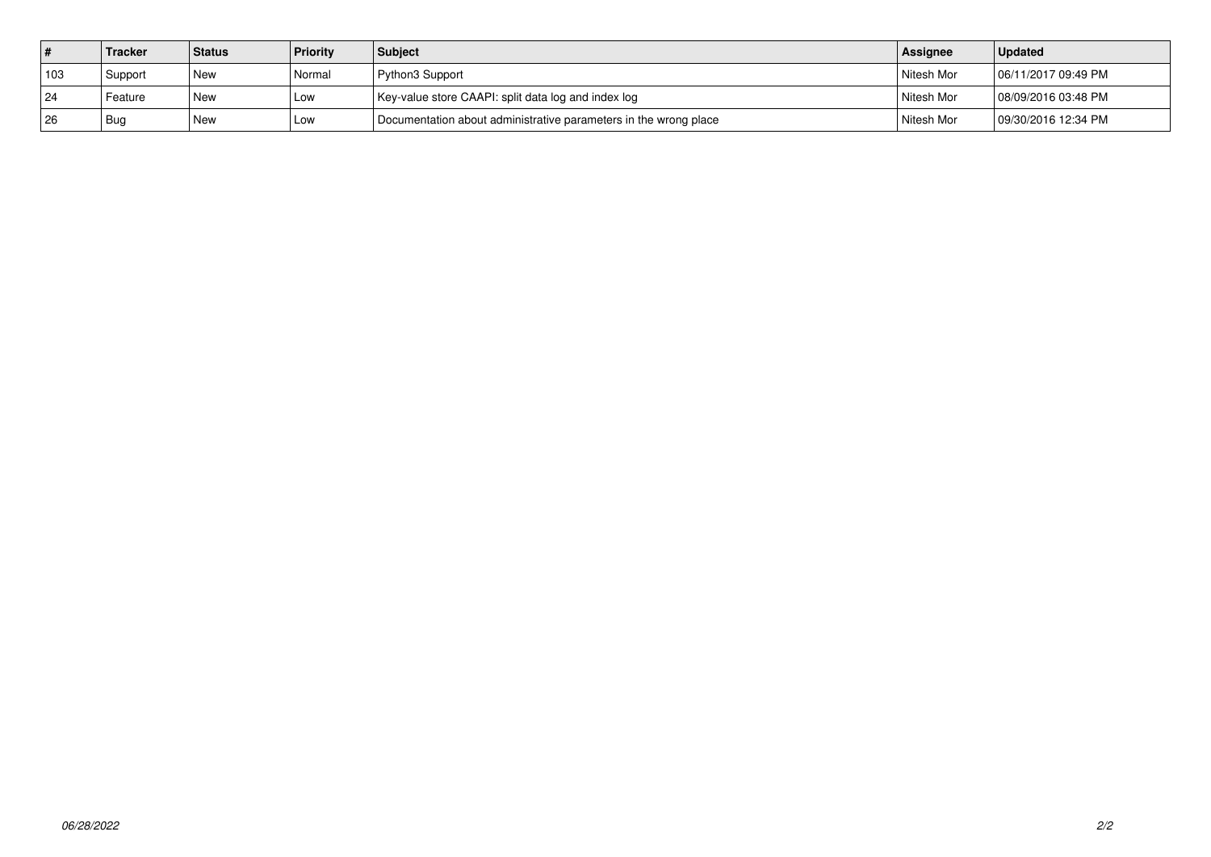| # | Tracker | Status | Priority | Subject | Assignee | Updated |
|---|---|---|---|---|---|---|
| 103 | Support | New | Normal | Python3 Support | Nitesh Mor | 06/11/2017 09:49 PM |
| 24 | Feature | New | Low | Key-value store CAAPI: split data log and index log | Nitesh Mor | 08/09/2016 03:48 PM |
| 26 | Bug | New | Low | Documentation about administrative parameters in the wrong place | Nitesh Mor | 09/30/2016 12:34 PM |